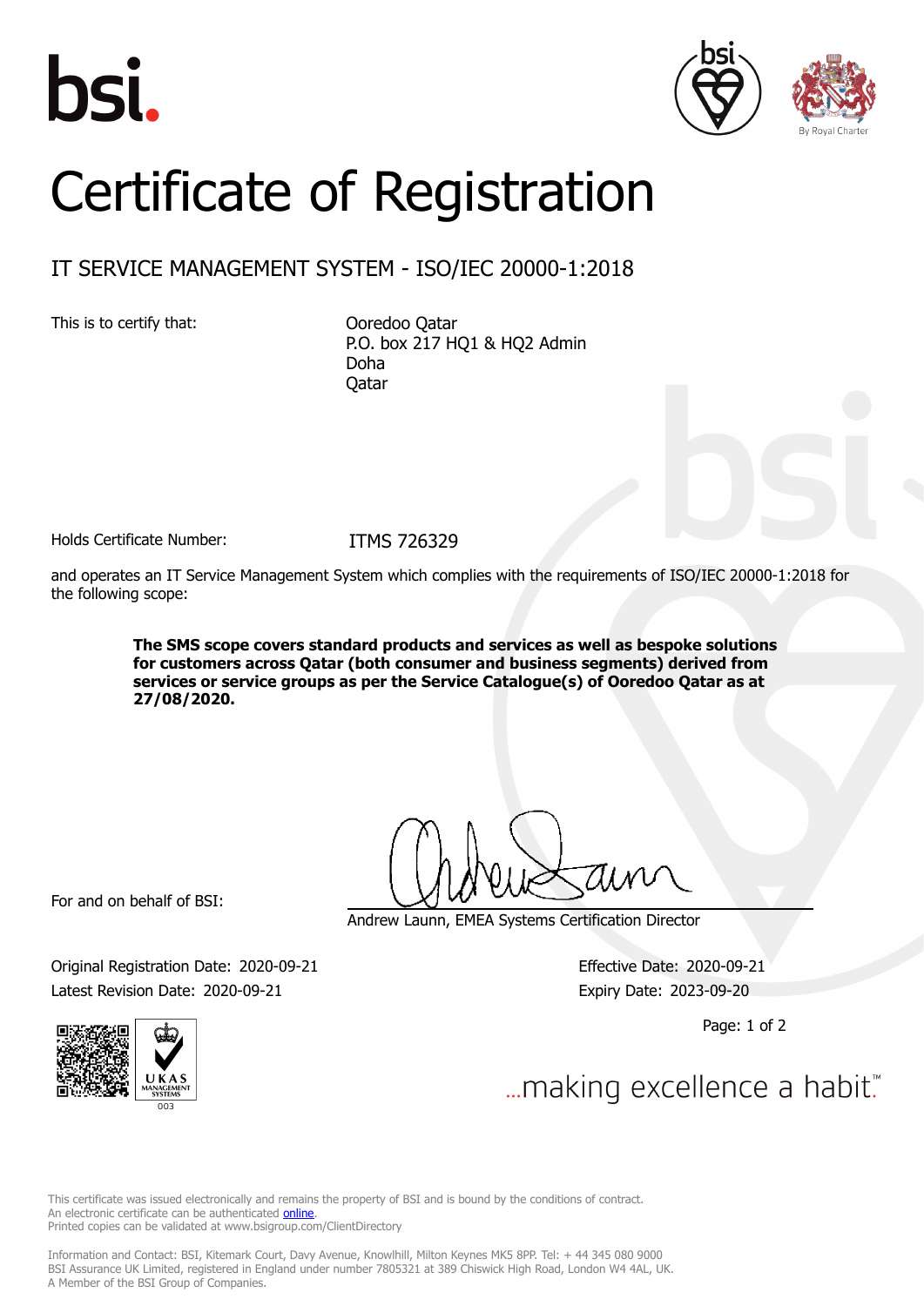# Certificate of Registration

## IT SERVICE MANAGEMENT SYSTEM - ISO/IEC 20000-1:2018

This is to certify that:

Ooredoo Qatar
P.O. box 217 HQ1 & HQ2 Admin
Doha
Qatar

Holds Certificate Number: ITMS 726329

and operates an IT Service Management System which complies with the requirements of ISO/IEC 20000-1:2018 for the following scope:

**The SMS scope covers standard products and services as well as bespoke solutions for customers across Qatar (both consumer and business segments) derived from services or service groups as per the Service Catalogue(s) of Ooredoo Qatar as at 27/08/2020.**

For and on behalf of BSI:

Andrew Launn, EMEA Systems Certification Director

Original Registration Date: 2020-09-21

Latest Revision Date: 2020-09-21

Effective Date: 2020-09-21

Expiry Date: 2023-09-20

...making excellence a habit.™

This certificate was issued electronically and remains the property of BSI and is bound by the conditions of contract.
An electronic certificate can be authenticated online.
Printed copies can be validated at www.bsigroup.com/ClientDirectory

Information and Contact: BSI, Kitemark Court, Davy Avenue, Knowlhill, Milton Keynes MK5 8PP. Tel: + 44 345 080 9000
BSI Assurance UK Limited, registered in England under number 7805321 at 389 Chiswick High Road, London W4 4AL, UK.
A Member of the BSI Group of Companies.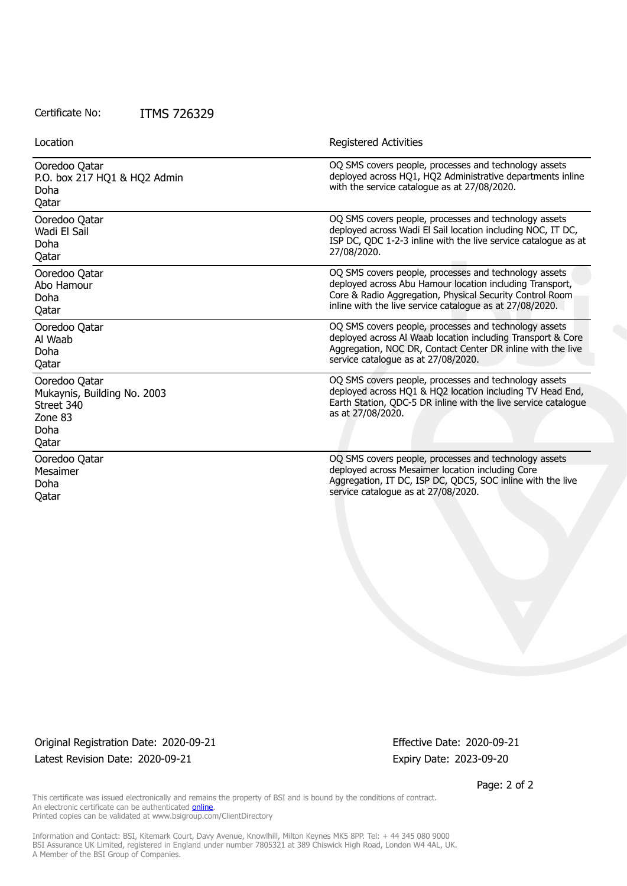Certificate No: ITMS 726329

| Location | Registered Activities |
| --- | --- |
| Ooredoo Qatar<br>P.O. box 217 HQ1 & HQ2 Admin<br>Doha<br>Qatar | OQ SMS covers people, processes and technology assets deployed across HQ1, HQ2 Administrative departments inline with the service catalogue as at 27/08/2020. |
| Ooredoo Qatar<br>Wadi El Sail<br>Doha<br>Qatar | OQ SMS covers people, processes and technology assets deployed across Wadi El Sail location including NOC, IT DC, ISP DC, QDC 1-2-3 inline with the live service catalogue as at 27/08/2020. |
| Ooredoo Qatar<br>Abo Hamour<br>Doha<br>Qatar | OQ SMS covers people, processes and technology assets deployed across Abu Hamour location including Transport, Core & Radio Aggregation, Physical Security Control Room inline with the live service catalogue as at 27/08/2020. |
| Ooredoo Qatar<br>Al Waab<br>Doha<br>Qatar | OQ SMS covers people, processes and technology assets deployed across Al Waab location including Transport & Core Aggregation, NOC DR, Contact Center DR inline with the live service catalogue as at 27/08/2020. |
| Ooredoo Qatar<br>Mukaynis, Building No. 2003<br>Street 340<br>Zone 83<br>Doha<br>Qatar | OQ SMS covers people, processes and technology assets deployed across HQ1 & HQ2 location including TV Head End, Earth Station, QDC-5 DR inline with the live service catalogue as at 27/08/2020. |
| Ooredoo Qatar<br>Mesaimer<br>Doha<br>Qatar | OQ SMS covers people, processes and technology assets deployed across Mesaimer location including Core Aggregation, IT DC, ISP DC, QDC5, SOC inline with the live service catalogue as at 27/08/2020. |

Original Registration Date: 2020-09-21
Latest Revision Date: 2020-09-21

Effective Date: 2020-09-21
Expiry Date: 2023-09-20

This certificate was issued electronically and remains the property of BSI and is bound by the conditions of contract.
An electronic certificate can be authenticated online.
Printed copies can be validated at www.bsigroup.com/ClientDirectory

Information and Contact: BSI, Kitemark Court, Davy Avenue, Knowlhill, Milton Keynes MK5 8PP. Tel: + 44 345 080 9000
BSI Assurance UK Limited, registered in England under number 7805321 at 389 Chiswick High Road, London W4 4AL, UK.
A Member of the BSI Group of Companies.